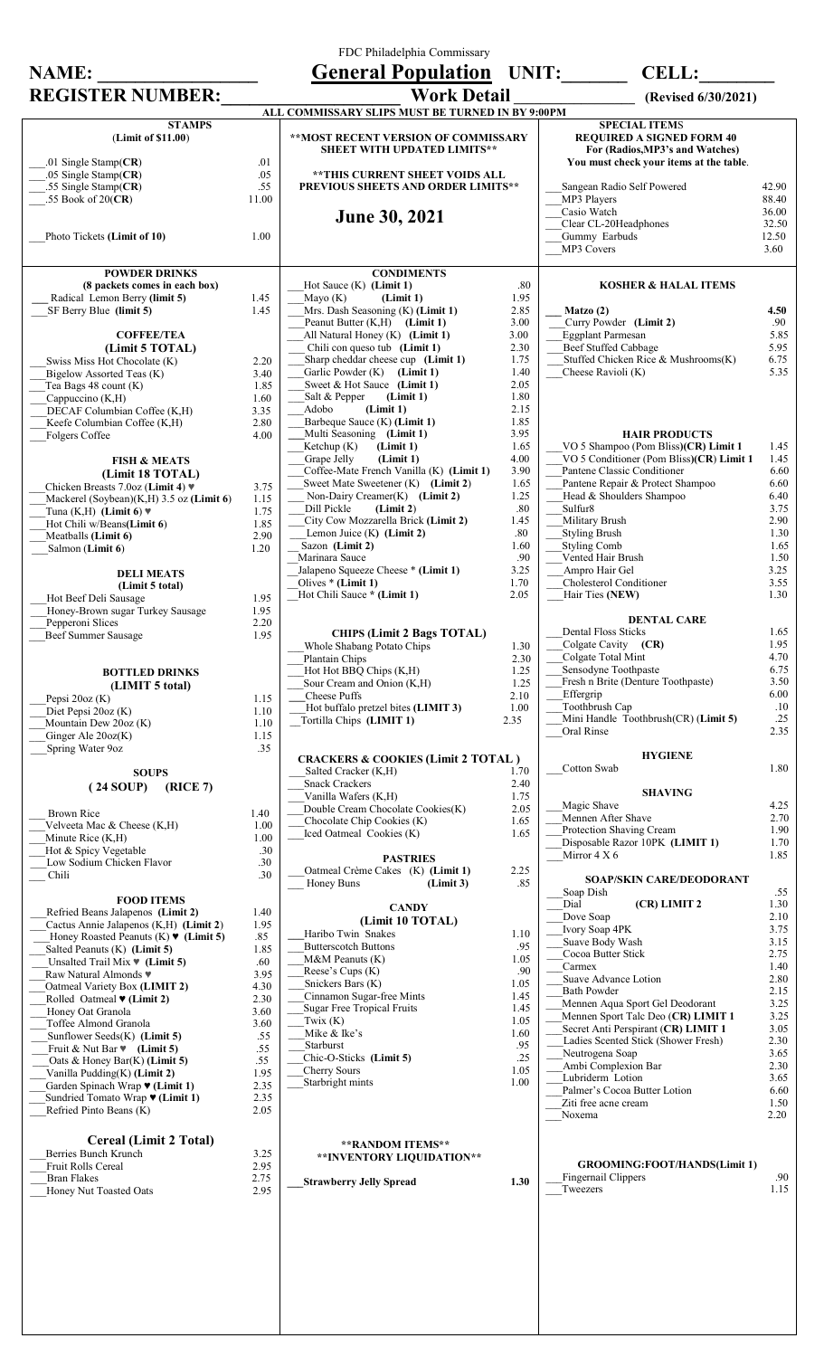FDC Philadelphia Commissary

# NAME: ________________ General Population UNIT:______ CELL:_______

## REGISTER NUMBER:________________ Work Detail ______________ (Revised 6/30/2021)

**ALL COMMISSARY SLIPS MUST BE TURNED IN BY 9:00PM**

### STAMPS (Limit of $11.00)

| | |
|---|---|
| ___.01 Single Stamp(**CR**) | .01 |
| ___.05 Single Stamp(**CR**) | .05 |
| ___.55 Single Stamp(**CR**) | .55 |
| ___.55 Book of 20(**CR**) | 11.00 |
| ___Photo Tickets **(Limit of 10)** | 1.00 |

### POWDER DRINKS (8 packets comes in each box)

| | |
|---|---|
| ___Radical Lemon Berry **(limit 5)** | 1.45 |
| ___SF Berry Blue **(limit 5)** | 1.45 |

### COFFEE/TEA (Limit 5 TOTAL)

| | |
|---|---|
| ___Swiss Miss Hot Chocolate (K) | 2.20 |
| ___Bigelow Assorted Teas (K) | 3.40 |
| ___Tea Bags 48 count (K) | 1.85 |
| ___Cappuccino (K,H) | 1.60 |
| ___DECAF Columbian Coffee (K,H) | 3.35 |
| ___Keefe Columbian Coffee (K,H) | 2.80 |
| ___Folgers Coffee | 4.00 |

### FISH & MEATS (Limit 18 TOTAL)

| | |
|---|---|
| ___Chicken Breasts 7.0oz **(Limit 4)** ♥ | 3.75 |
| ___Mackerel (Soybean)(K,H) 3.5 oz **(Limit 6)** | 1.15 |
| ___Tuna (K,H) **(Limit 6)** ♥ | 1.75 |
| ___Hot Chili w/Beans**(Limit 6)** | 1.85 |
| ___Meatballs **(Limit 6)** | 2.90 |
| ___Salmon **(Limit 6)** | 1.20 |

### DELI MEATS (Limit 5 total)

| | |
|---|---|
| ___Hot Beef Deli Sausage | 1.95 |
| ___Honey-Brown sugar Turkey Sausage | 1.95 |
| ___Pepperoni Slices | 2.20 |
| ___Beef Summer Sausage | 1.95 |

### BOTTLED DRINKS (LIMIT 5 total)

| | |
|---|---|
| ___Pepsi 20oz (K) | 1.15 |
| ___Diet Pepsi 20oz (K) | 1.10 |
| ___Mountain Dew 20oz (K) | 1.10 |
| ___Ginger Ale 20oz(K) | 1.15 |
| ___Spring Water 9oz | .35 |

### SOUPS ( 24 SOUP) (RICE 7)

| | |
|---|---|
| ___Brown Rice | 1.40 |
| ___Velveeta Mac & Cheese (K,H) | 1.00 |
| ___Minute Rice (K,H) | 1.00 |
| ___Hot & Spicy Vegetable | .30 |
| ___Low Sodium Chicken Flavor | .30 |
| ___Chili | .30 |

### FOOD ITEMS

| | |
|---|---|
| ___Refried Beans Jalapenos **(Limit 2)** | 1.40 |
| ___Cactus Annie Jalapenos (K,H) **(Limit 2**) | 1.95 |
| ___Honey Roasted Peanuts (K) ♥ **(Limit 5)** | .85 |
| ___Salted Peanuts (K) **(Limit 5)** | 1.85 |
| ___Unsalted Trail Mix ♥ **(Limit 5)** | .60 |
| ___Raw Natural Almonds ♥ | 3.95 |
| ___Oatmeal Variety Box **(LIMIT 2)** | 4.30 |
| ___Rolled Oatmeal ♥ **(Limit 2)** | 2.30 |
| ___Honey Oat Granola | 3.60 |
| ___Toffee Almond Granola | 3.60 |
| ___Sunflower Seeds(K) **(Limit 5)** | .55 |
| ___Fruit & Nut Bar ♥ **(Limit 5)** | .55 |
| ___Oats & Honey Bar(K) **(Limit 5)** | .55 |
| ___Vanilla Pudding(K) **(Limit 2)** | 1.95 |
| ___Garden Spinach Wrap ♥ **(Limit 1)** | 2.35 |
| ___Sundried Tomato Wrap ♥ **(Limit 1)** | 2.35 |
| ___Refried Pinto Beans (K) | 2.05 |

### Cereal (Limit 2 Total)

| | |
|---|---|
| ___Berries Bunch Krunch | 3.25 |
| ___Fruit Rolls Cereal | 2.95 |
| ___Bran Flakes | 2.75 |
| ___Honey Nut Toasted Oats | 2.95 |

**\*\*MOST RECENT VERSION OF COMMISSARY SHEET WITH UPDATED LIMITS\*\***

**\*\*THIS CURRENT SHEET VOIDS ALL PREVIOUS SHEETS AND ORDER LIMITS\*\***

## June 30, 2021

### CONDIMENTS

| | |
|---|---|
| ___Hot Sauce (K) **(Limit 1)** | .80 |
| ___Mayo (K) **(Limit 1)** | 1.95 |
| ___Mrs. Dash Seasoning (K) **(Limit 1)** | 2.85 |
| ___Peanut Butter (K,H) **(Limit 1)** | 3.00 |
| ___All Natural Honey (K) **(Limit 1)** | 3.00 |
| ___Chili con queso tub **(Limit 1)** | 2.30 |
| ___Sharp cheddar cheese cup **(Limit 1)** | 1.75 |
| ___Garlic Powder (K) **(Limit 1)** | 1.40 |
| ___Sweet & Hot Sauce **(Limit 1)** | 2.05 |
| ___Salt & Pepper **(Limit 1)** | 1.80 |
| ___Adobo **(Limit 1)** | 2.15 |
| ___Barbeque Sauce (K) **(Limit 1)** | 1.85 |
| ___Multi Seasoning **(Limit 1)** | 3.95 |
| ___Ketchup (K) **(Limit 1)** | 1.65 |
| ___Grape Jelly **(Limit 1)** | 4.00 |
| ___Coffee-Mate French Vanilla (K) **(Limit 1)** | 3.90 |
| ___Sweet Mate Sweetener (K) **(Limit 2**) | 1.65 |
| ___Non-Dairy Creamer(K) **(Limit 2)** | 1.25 |
| ___Dill Pickle **(Limit 2**) | .80 |
| ___City Cow Mozzarella Brick **(Limit 2)** | 1.45 |
| ___Lemon Juice (K) **(Limit 2)** | .80 |
| ___Sazon **(Limit 2)** | 1.60 |
| ___Marinara Sauce | .90 |
| ___Jalapeno Squeeze Cheese * **(Limit 1)** | 3.25 |
| ___Olives * **(Limit 1)** | 1.70 |
| ___Hot Chili Sauce * **(Limit 1)** | 2.05 |

### CHIPS (Limit 2 Bags TOTAL)

| | |
|---|---|
| ___Whole Shabang Potato Chips | 1.30 |
| ___Plantain Chips | 2.30 |
| ___Hot Hot BBQ Chips (K,H) | 1.25 |
| ___Sour Cream and Onion (K,H) | 1.25 |
| ___Cheese Puffs | 2.10 |
| ___Hot buffalo pretzel bites **(LIMIT 3)** | 1.00 |
| ___Tortilla Chips **(LIMIT 1)** | 2.35 |

### CRACKERS & COOKIES (Limit 2 TOTAL )

| | |
|---|---|
| ___Salted Cracker (K,H) | 1.70 |
| ___Snack Crackers | 2.40 |
| ___Vanilla Wafers (K,H) | 1.75 |
| ___Double Cream Chocolate Cookies(K) | 2.05 |
| ___Chocolate Chip Cookies (K) | 1.65 |
| ___Iced Oatmeal Cookies (K) | 1.65 |

### PASTRIES

| | |
|---|---|
| ___Oatmeal Crème Cakes (K) **(Limit 1)** | 2.25 |
| ___Honey Buns **(Limit 3)** | .85 |

### CANDY (Limit 10 TOTAL)

| | |
|---|---|
| ___Haribo Twin Snakes | 1.10 |
| ___Butterscotch Buttons | .95 |
| ___M&M Peanuts (K) | 1.05 |
| ___Reese's Cups (K) | .90 |
| ___Snickers Bars (K) | 1.05 |
| ___Cinnamon Sugar-free Mints | 1.45 |
| ___Sugar Free Tropical Fruits | 1.45 |
| ___Twix (K) | 1.05 |
| ___Mike & Ike's | 1.60 |
| ___Starburst | .95 |
| ___Chic-O-Sticks **(Limit 5)** | .25 |
| ___Cherry Sours | 1.05 |
| ___Starbright mints | 1.00 |

### \*\*RANDOM ITEMS\*\* \*\*INVENTORY LIQUIDATION\*\*

| | |
|---|---|
| ___**Strawberry Jelly Spread** | **1.30** |

### SPECIAL ITEMS REQUIRED A SIGNED FORM 40 For (Radios,MP3's and Watches) You must check your items at the table.

| | |
|---|---|
| ___Sangean Radio Self Powered | 42.90 |
| ___MP3 Players | 88.40 |
| ___Casio Watch | 36.00 |
| ___Clear CL-20Headphones | 32.50 |
| ___Gummy Earbuds | 12.50 |
| ___MP3 Covers | 3.60 |

### KOSHER & HALAL ITEMS

| | |
|---|---|
| ___**Matzo (2)** | **4.50** |
| ___Curry Powder **(Limit 2)** | .90 |
| ___Eggplant Parmesan | 5.85 |
| ___Beef Stuffed Cabbage | 5.95 |
| ___Stuffed Chicken Rice & Mushrooms(K) | 6.75 |
| ___Cheese Ravioli (K) | 5.35 |

### HAIR PRODUCTS

| | |
|---|---|
| ___VO 5 Shampoo (Pom Bliss)**(CR) Limit 1** | 1.45 |
| ___VO 5 Conditioner (Pom Bliss)**(CR) Limit 1** | 1.45 |
| ___Pantene Classic Conditioner | 6.60 |
| ___Pantene Repair & Protect Shampoo | 6.60 |
| ___Head & Shoulders Shampoo | 6.40 |
| ___Sulfur8 | 3.75 |
| ___Military Brush | 2.90 |
| ___Styling Brush | 1.30 |
| ___Styling Comb | 1.65 |
| ___Vented Hair Brush | 1.50 |
| ___Ampro Hair Gel | 3.25 |
| ___Cholesterol Conditioner | 3.55 |
| ___Hair Ties **(NEW)** | 1.30 |

### DENTAL CARE

| | |
|---|---|
| ___Dental Floss Sticks | 1.65 |
| ___Colgate Cavity **(CR)** | 1.95 |
| ___Colgate Total Mint | 4.70 |
| ___Sensodyne Toothpaste | 6.75 |
| ___Fresh n Brite (Denture Toothpaste) | 3.50 |
| ___Effergrip | 6.00 |
| ___Toothbrush Cap | .10 |
| ___Mini Handle Toothbrush(CR) **(Limit 5)** | .25 |
| ___Oral Rinse | 2.35 |

### HYGIENE

| | |
|---|---|
| ___Cotton Swab | 1.80 |

### SHAVING

| | |
|---|---|
| ___Magic Shave | 4.25 |
| ___Mennen After Shave | 2.70 |
| ___Protection Shaving Cream | 1.90 |
| ___Disposable Razor 10PK **(LIMIT 1)** | 1.70 |
| ___Mirror 4 X 6 | 1.85 |

### SOAP/SKIN CARE/DEODORANT

| | |
|---|---|
| ___Soap Dish | .55 |
| ___Dial **(CR) LIMIT 2** | 1.30 |
| ___Dove Soap | 2.10 |
| ___Ivory Soap 4PK | 3.75 |
| ___Suave Body Wash | 3.15 |
| ___Cocoa Butter Stick | 2.75 |
| ___Carmex | 1.40 |
| ___Suave Advance Lotion | 2.80 |
| ___Bath Powder | 2.15 |
| ___Mennen Aqua Sport Gel Deodorant | 3.25 |
| ___Mennen Sport Talc Deo **(CR) LIMIT 1** | 3.25 |
| ___Secret Anti Perspirant **(CR) LIMIT 1** | 3.05 |
| ___Ladies Scented Stick (Shower Fresh) | 2.30 |
| ___Neutrogena Soap | 3.65 |
| ___Ambi Complexion Bar | 2.30 |
| ___Lubriderm Lotion | 3.65 |
| ___Palmer's Cocoa Butter Lotion | 6.60 |
| ___Ziti free acne cream | 1.50 |
| ___Noxema | 2.20 |

### GROOMING:FOOT/HANDS(Limit 1)

| | |
|---|---|
| ___Fingernail Clippers | .90 |
| ___Tweezers | 1.15 |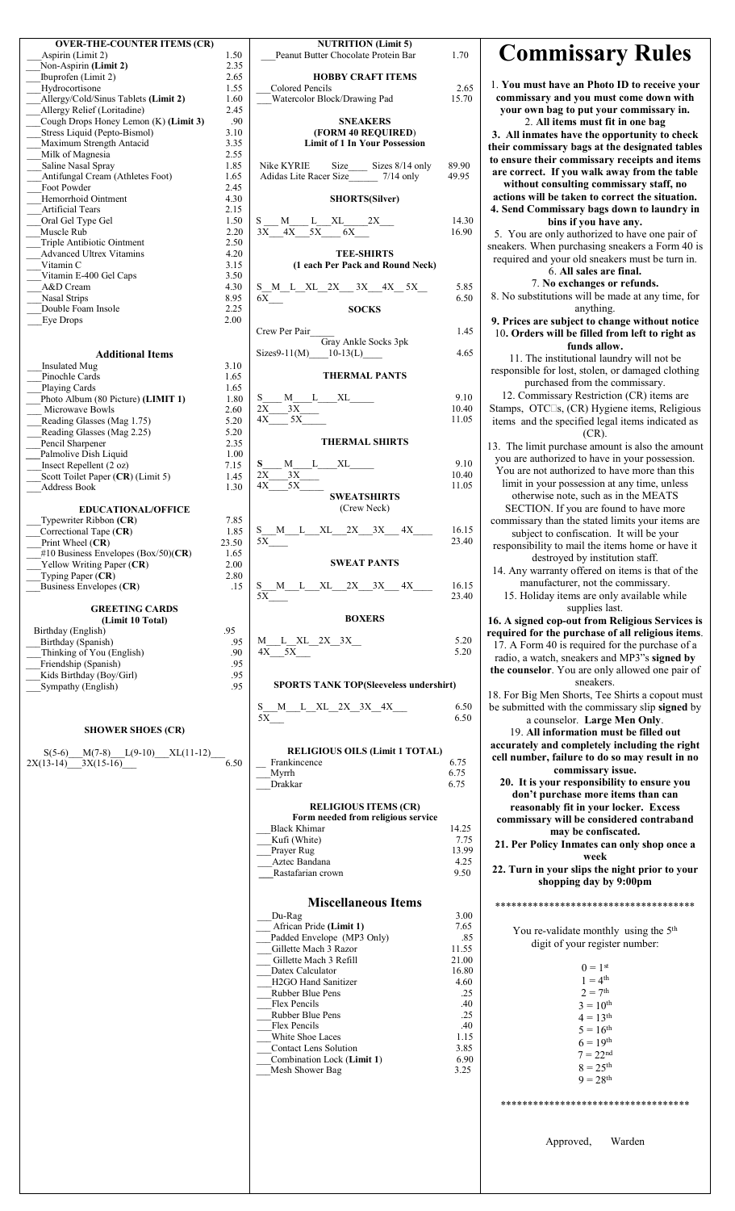## OVER-THE-COUNTER ITEMS (CR)

| | |
|---|---|
| ___Aspirin (Limit 2) | 1.50 |
| ___Non-Aspirin **(Limit 2)** | 2.35 |
| ___Ibuprofen (Limit 2) | 2.65 |
| ___Hydrocortisone | 1.55 |
| ___Allergy/Cold/Sinus Tablets **(Limit 2)** | 1.60 |
| ___Allergy Relief (Loritadine) | 2.45 |
| ___Cough Drops Honey Lemon (K) **(Limit 3)** | .90 |
| ___Stress Liquid (Pepto-Bismol) | 3.10 |
| ___Maximum Strength Antacid | 3.35 |
| ___Milk of Magnesia | 2.55 |
| ___Saline Nasal Spray | 1.85 |
| ___Antifungal Cream (Athletes Foot) | 1.65 |
| ___Foot Powder | 2.45 |
| ___Hemorrhoid Ointment | 4.30 |
| ___Artificial Tears | 2.15 |
| ___Oral Gel Type Gel | 1.50 |
| ___Muscle Rub | 2.20 |
| ___Triple Antibiotic Ointment | 2.50 |
| ___Advanced Ultrex Vitamins | 4.20 |
| ___Vitamin C | 3.15 |
| ___Vitamin E-400 Gel Caps | 3.50 |
| ___A&D Cream | 4.30 |
| ___Nasal Strips | 8.95 |
| ___Double Foam Insole | 2.25 |
| ___Eye Drops | 2.00 |

## Additional Items

| | |
|---|---|
| ___Insulated Mug | 3.10 |
| ___Pinochle Cards | 1.65 |
| ___Playing Cards | 1.65 |
| ___Photo Album (80 Picture) **(LIMIT 1)** | 1.80 |
| ___Microwave Bowls | 2.60 |
| ___Reading Glasses (Mag 1.75) | 5.20 |
| ___Reading Glasses (Mag 2.25) | 5.20 |
| ___Pencil Sharpener | 2.35 |
| ___Palmolive Dish Liquid | 1.00 |
| ___Insect Repellent (2 oz) | 7.15 |
| ___Scott Toilet Paper (**CR**) (Limit 5) | 1.45 |
| ___Address Book | 1.30 |

## EDUCATIONAL/OFFICE

| | |
|---|---|
| ___Typewriter Ribbon **(CR)** | 7.85 |
| ___Correctional Tape (**CR**) | 1.85 |
| ___Print Wheel (**CR**) | 23.50 |
| ___#10 Business Envelopes (Box/50)(**CR**) | 1.65 |
| ___Yellow Writing Paper (**CR**) | 2.00 |
| ___Typing Paper (**CR**) | 2.80 |
| ___Business Envelopes (**CR**) | .15 |

## GREETING CARDS
**(Limit 10 Total)**

| | |
|---|---|
| Birthday (English) | .95 |
| ___Birthday (Spanish) | .95 |
| ___Thinking of You (English) | .90 |
| ___Friendship (Spanish) | .95 |
| ___Kids Birthday (Boy/Girl) | .95 |
| ___Sympathy (English) | .95 |

## SHOWER SHOES (CR)

S(5-6)___M(7-8)___L(9-10)___XL(11-12)___
2X(13-14)___3X(15-16)___ 6.50

## NUTRITION (Limit 5)

| | |
|---|---|
| ___Peanut Butter Chocolate Protein Bar | 1.70 |

## HOBBY CRAFT ITEMS

| | |
|---|---|
| ___Colored Pencils | 2.65 |
| ___Watercolor Block/Drawing Pad | 15.70 |

## SNEAKERS
**(FORM 40 REQUIRED)**
**Limit of 1 In Your Possession**

| | |
|---|---|
| Nike KYRIE Size____ Sizes 8/14 only | 89.90 |
| Adidas Lite Racer Size______ 7/14 only | 49.95 |

## SHORTS(Silver)

| | |
|---|---|
| S___M___L__XL_____2X___ | 14.30 |
| 3X___4X___5X____6X___ | 16.90 |

## TEE-SHIRTS
**(1 each Per Pack and Round Neck)**

| | |
|---|---|
| S__M__L__XL__2X___3X__4X__5X__ | 5.85 |
| 6X___ | 6.50 |

## SOCKS

| | |
|---|---|
| Crew Per Pair_____ | 1.45 |
| Gray Ankle Socks 3pk Sizes9-11(M)____10-13(L)____ | 4.65 |

## THERMAL PANTS

| | |
|---|---|
| S____M___L___XL_____ | 9.10 |
| 2X____3X____ | 10.40 |
| 4X____5X_____ | 11.05 |

## THERMAL SHIRTS

| | |
|---|---|
| S____M___L___XL_____ | 9.10 |
| 2X____3X____ | 10.40 |
| 4X____5X_____ | 11.05 |

## SWEATSHIRTS
(Crew Neck)

| | |
|---|---|
| S__M__L__XL__2X__3X__4X____ | 16.15 |
| 5X____ | 23.40 |

## SWEAT PANTS

| | |
|---|---|
| S__M__L__XL__2X__3X__4X____ | 16.15 |
| 5X____ | 23.40 |

## BOXERS

| | |
|---|---|
| M__L__XL__2X__3X__ | 5.20 |
| 4X__5X____ | 5.20 |

## SPORTS TANK TOP(Sleeveless undershirt)

| | |
|---|---|
| S__M__L__XL__2X__3X__4X___ | 6.50 |
| 5X____ | 6.50 |

## RELIGIOUS OILS (Limit 1 TOTAL)

| | |
|---|---|
| __Frankincense | 6.75 |
| ___Myrrh | 6.75 |
| ___Drakkar | 6.75 |

## RELIGIOUS ITEMS (CR)
**Form needed from religious service**

| | |
|---|---|
| ___Black Khimar | 14.25 |
| ___Kufi (White) | 7.75 |
| ___Prayer Rug | 13.99 |
| ___Aztec Bandana | 4.25 |
| ___Rastafarian crown | 9.50 |

## Miscellaneous Items

| | |
|---|---|
| ___Du-Rag | 3.00 |
| ___African Pride **(Limit 1)** | 7.65 |
| ___Padded Envelope (MP3 Only) | .85 |
| ___Gillette Mach 3 Razor | 11.55 |
| ___Gillette Mach 3 Refill | 21.00 |
| ___Datex Calculator | 16.80 |
| ___H2GO Hand Sanitizer | 4.60 |
| ___Rubber Blue Pens | .25 |
| ___Flex Pencils | .40 |
| ___Rubber Blue Pens | .25 |
| ___Flex Pencils | .40 |
| ___White Shoe Laces | 1.15 |
| ___Contact Lens Solution | 3.85 |
| ___Combination Lock (**Limit 1**) | 6.90 |
| ___Mesh Shower Bag | 3.25 |

# Commissary Rules

1. **You must have an Photo ID to receive your commissary and you must come down with your own bag to put your commissary in.**
2. **All items must fit in one bag**
3. **All inmates have the opportunity to check their commissary bags at the designated tables to ensure their commissary receipts and items are correct. If you walk away from the table without consulting commissary staff, no actions will be taken to correct the situation.**
4. **Send Commissary bags down to laundry in bins if you have any.**
5. You are only authorized to have one pair of sneakers. When purchasing sneakers a Form 40 is required and your old sneakers must be turn in.
6. **All sales are final.**
7. **No exchanges or refunds.**
8. No substitutions will be made at any time, for anything.
9. **Prices are subject to change without notice**
10. **Orders will be filled from left to right as funds allow.**
11. The institutional laundry will not be responsible for lost, stolen, or damaged clothing purchased from the commissary.
12. Commissary Restriction (CR) items are Stamps, OTC□s, (CR) Hygiene items, Religious items and the specified legal items indicated as (CR).
13. The limit purchase amount is also the amount you are authorized to have in your possession. You are not authorized to have more than this limit in your possession at any time, unless otherwise note, such as in the MEATS SECTION. If you are found to have more commissary than the stated limits your items are subject to confiscation. It will be your responsibility to mail the items home or have it destroyed by institution staff.
14. Any warranty offered on items is that of the manufacturer, not the commissary.
15. Holiday items are only available while supplies last.
16. **A signed cop-out from Religious Services is required for the purchase of all religious items**.
17. A Form 40 is required for the purchase of a radio, a watch, sneakers and MP3"s **signed by the counselor**. You are only allowed one pair of sneakers.
18. For Big Men Shorts, Tee Shirts a copout must be submitted with the commissary slip **signed** by a counselor. **Large Men Only**.
19. **All information must be filled out accurately and completely including the right cell number, failure to do so may result in no commissary issue.**
20. **It is your responsibility to ensure you don't purchase more items than can reasonably fit in your locker. Excess commissary will be considered contraband may be confiscated.**
21. **Per Policy Inmates can only shop once a week**
22. **Turn in your slips the night prior to your shopping day by 9:00pm**

*************************************

You re-validate monthly using the 5th digit of your register number:

0 = 1st
1 = 4th
2 = 7th
3 = 10th
4 = 13th
5 = 16th
6 = 19th
7 = 22nd
8 = 25th
9 = 28th

************************************

Approved, Warden